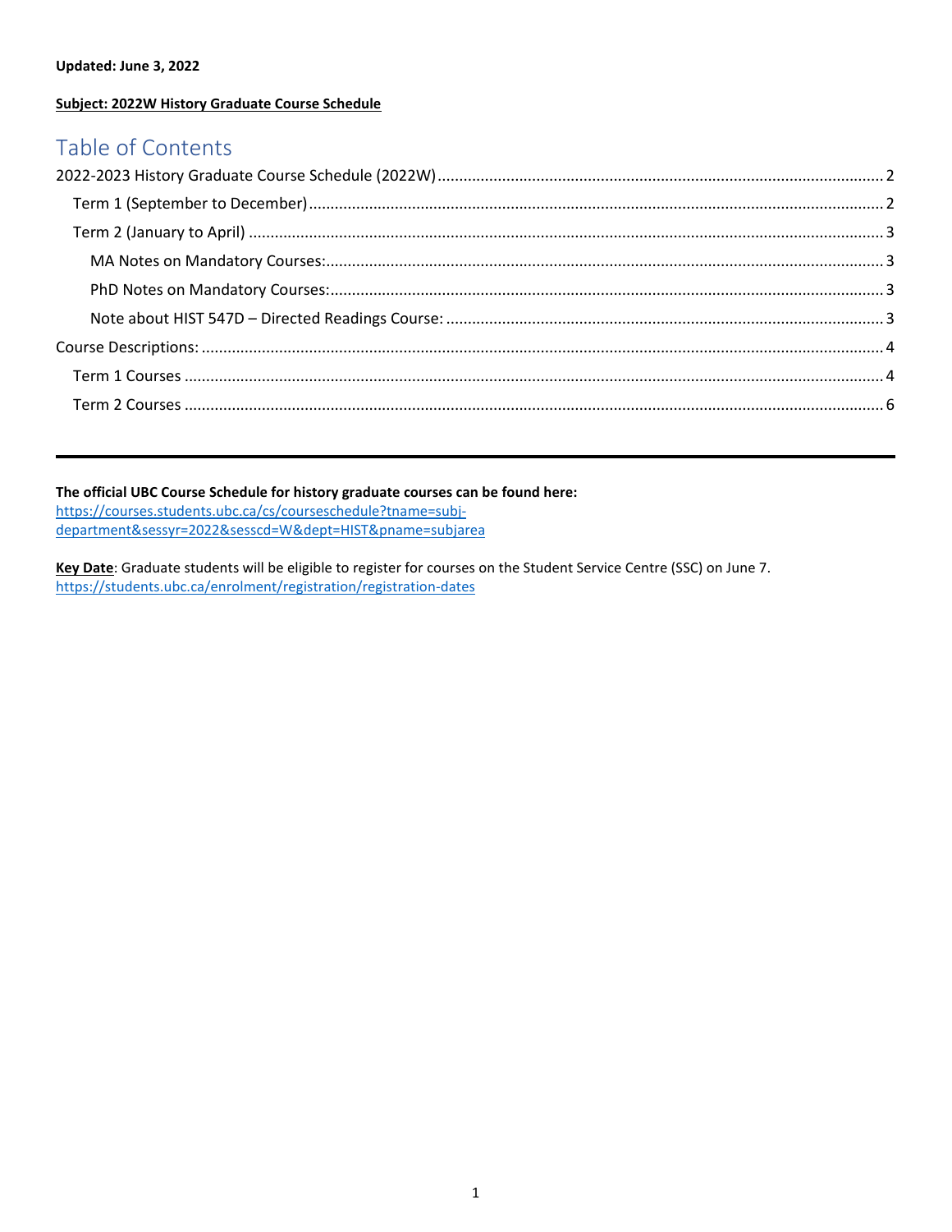**Updated: June 3, 2022**

**Subject: 2022W History Graduate Course Schedule**

# Table of Contents

2022-2023 History Graduate Course Schedule (2022W) ........ 2

- Term 1 (September to December) ........ 2
- Term 2 (January to April) ........ 3
  - MA Notes on Mandatory Courses: ........ 3
  - PhD Notes on Mandatory Courses: ........ 3
  - Note about HIST 547D – Directed Readings Course: ........ 3

Course Descriptions: ........ 4

- Term 1 Courses ........ 4
- Term 2 Courses ........ 6

---

**The official UBC Course Schedule for history graduate courses can be found here:**
https://courses.students.ubc.ca/cs/courseschedule?tname=subj-department&sessyr=2022&sesscd=W&dept=HIST&pname=subjarea

**Key Date**: Graduate students will be eligible to register for courses on the Student Service Centre (SSC) on June 7.
https://students.ubc.ca/enrolment/registration/registration-dates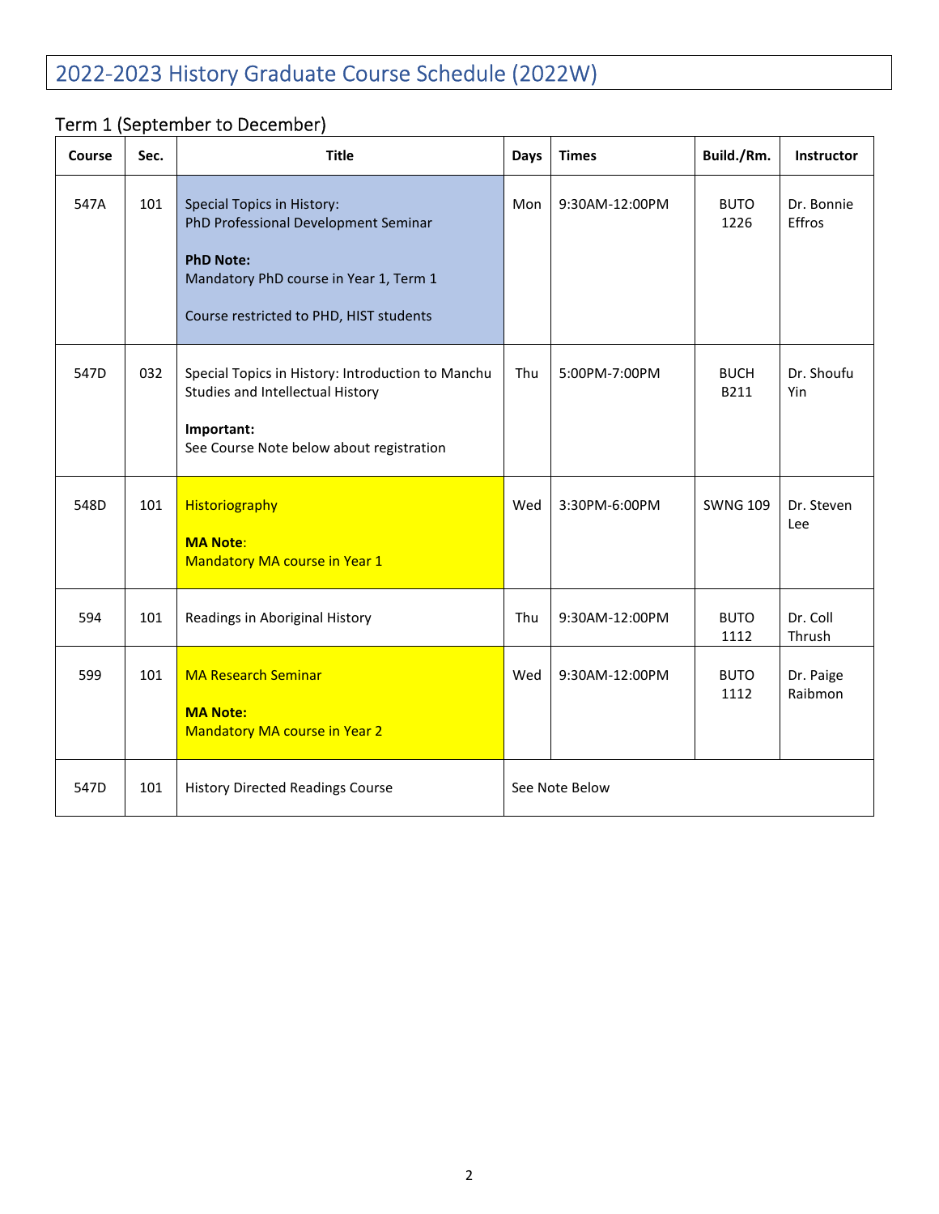# 2022-2023 History Graduate Course Schedule (2022W)

## Term 1 (September to December)

| Course | Sec. | Title | Days | Times | Build./Rm. | Instructor |
|---|---|---|---|---|---|---|
| 547A | 101 | Special Topics in History: PhD Professional Development Seminar<br><br>**PhD Note:**<br>Mandatory PhD course in Year 1, Term 1<br><br>Course restricted to PHD, HIST students | Mon | 9:30AM-12:00PM | BUTO 1226 | Dr. Bonnie Effros |
| 547D | 032 | Special Topics in History: Introduction to Manchu Studies and Intellectual History<br><br>**Important:**<br>See Course Note below about registration | Thu | 5:00PM-7:00PM | BUCH B211 | Dr. Shoufu Yin |
| 548D | 101 | Historiography<br><br>**MA Note**:<br>Mandatory MA course in Year 1 | Wed | 3:30PM-6:00PM | SWNG 109 | Dr. Steven Lee |
| 594 | 101 | Readings in Aboriginal History | Thu | 9:30AM-12:00PM | BUTO 1112 | Dr. Coll Thrush |
| 599 | 101 | MA Research Seminar<br><br>**MA Note:**<br>Mandatory MA course in Year 2 | Wed | 9:30AM-12:00PM | BUTO 1112 | Dr. Paige Raibmon |
| 547D | 101 | History Directed Readings Course | See Note Below | | | |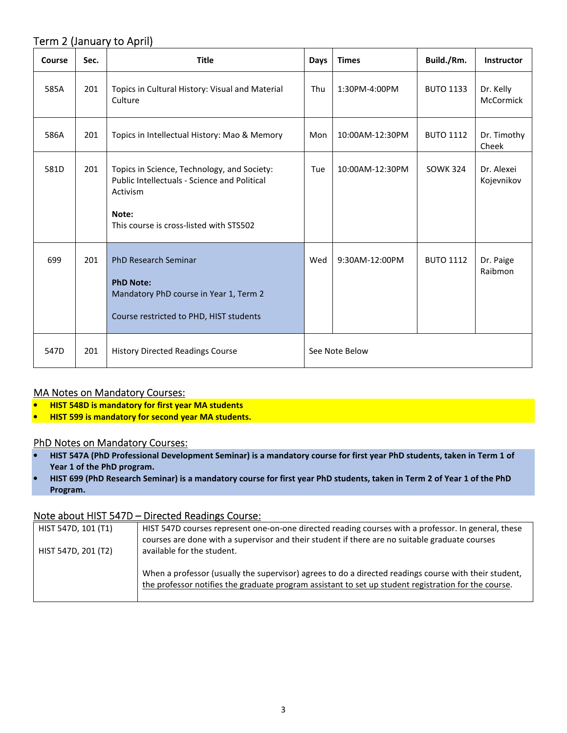## Term 2 (January to April)

| Course | Sec. | Title | Days | Times | Build./Rm. | Instructor |
|---|---|---|---|---|---|---|
| 585A | 201 | Topics in Cultural History: Visual and Material Culture | Thu | 1:30PM-4:00PM | BUTO 1133 | Dr. Kelly McCormick |
| 586A | 201 | Topics in Intellectual History: Mao & Memory | Mon | 10:00AM-12:30PM | BUTO 1112 | Dr. Timothy Cheek |
| 581D | 201 | Topics in Science, Technology, and Society: Public Intellectuals - Science and Political Activism<br><br>**Note:**<br>This course is cross-listed with STS502 | Tue | 10:00AM-12:30PM | SOWK 324 | Dr. Alexei Kojevnikov |
| 699 | 201 | PhD Research Seminar<br><br>**PhD Note:**<br>Mandatory PhD course in Year 1, Term 2<br><br>Course restricted to PHD, HIST students | Wed | 9:30AM-12:00PM | BUTO 1112 | Dr. Paige Raibmon |
| 547D | 201 | History Directed Readings Course | See Note Below | | | |

### MA Notes on Mandatory Courses:

- **HIST 548D is mandatory for first year MA students**
- **HIST 599 is mandatory for second year MA students.**

### PhD Notes on Mandatory Courses:

- **HIST 547A (PhD Professional Development Seminar) is a mandatory course for first year PhD students, taken in Term 1 of Year 1 of the PhD program.**
- **HIST 699 (PhD Research Seminar) is a mandatory course for first year PhD students, taken in Term 2 of Year 1 of the PhD Program.**

### Note about HIST 547D – Directed Readings Course:

| | |
|---|---|
| HIST 547D, 101 (T1)<br><br>HIST 547D, 201 (T2) | HIST 547D courses represent one-on-one directed reading courses with a professor. In general, these courses are done with a supervisor and their student if there are no suitable graduate courses available for the student.<br><br>When a professor (usually the supervisor) agrees to do a directed readings course with their student, the professor notifies the graduate program assistant to set up student registration for the course. |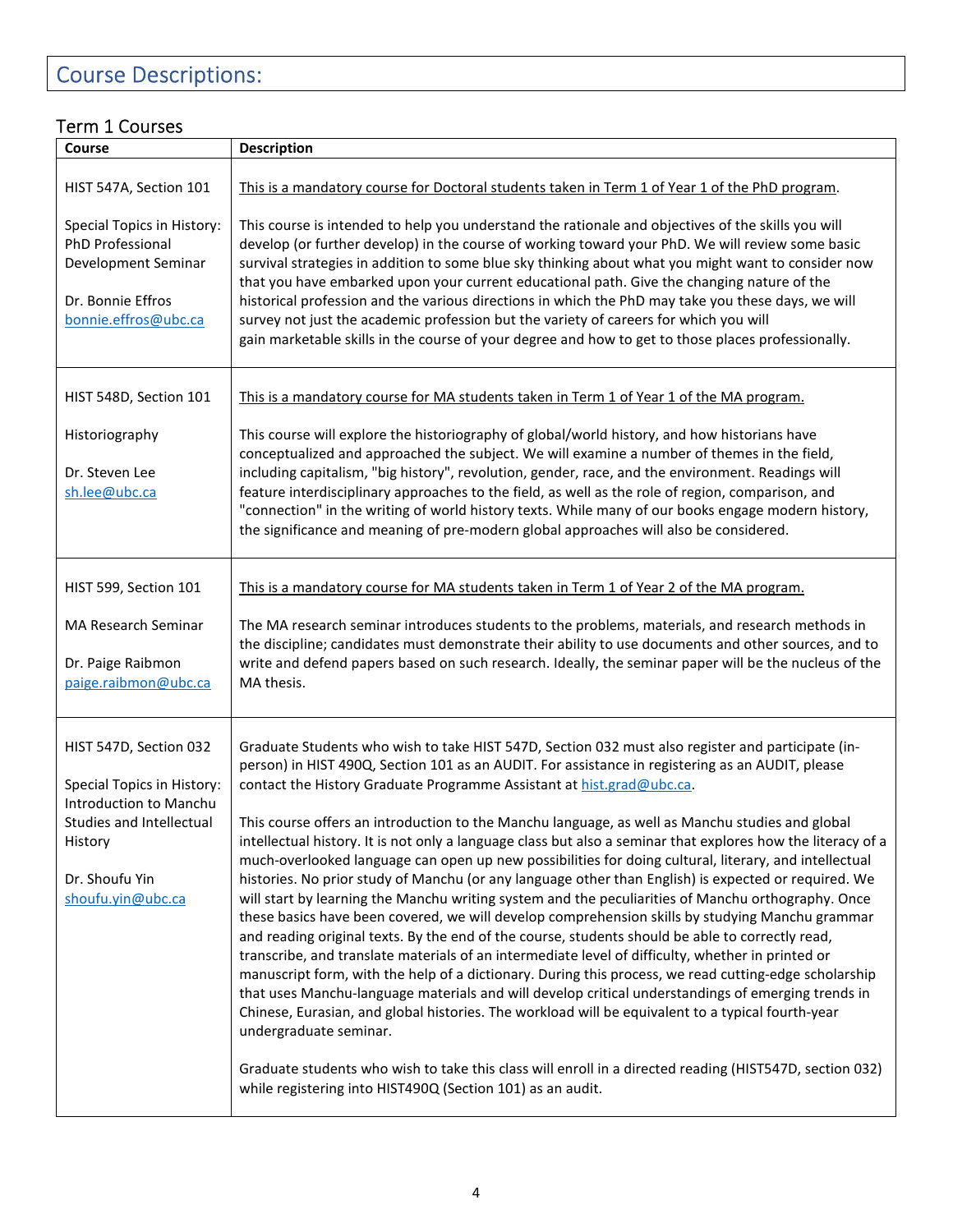# Course Descriptions:

## Term 1 Courses

| Course | Description |
|---|---|
| HIST 547A, Section 101<br><br>Special Topics in History: PhD Professional Development Seminar<br><br>Dr. Bonnie Effros<br>bonnie.effros@ubc.ca | This is a mandatory course for Doctoral students taken in Term 1 of Year 1 of the PhD program.<br><br>This course is intended to help you understand the rationale and objectives of the skills you will develop (or further develop) in the course of working toward your PhD. We will review some basic survival strategies in addition to some blue sky thinking about what you might want to consider now that you have embarked upon your current educational path. Give the changing nature of the historical profession and the various directions in which the PhD may take you these days, we will survey not just the academic profession but the variety of careers for which you will gain marketable skills in the course of your degree and how to get to those places professionally. |
| HIST 548D, Section 101<br><br>Historiography<br><br>Dr. Steven Lee<br>sh.lee@ubc.ca | This is a mandatory course for MA students taken in Term 1 of Year 1 of the MA program.<br><br>This course will explore the historiography of global/world history, and how historians have conceptualized and approached the subject. We will examine a number of themes in the field, including capitalism, "big history", revolution, gender, race, and the environment. Readings will feature interdisciplinary approaches to the field, as well as the role of region, comparison, and "connection" in the writing of world history texts. While many of our books engage modern history, the significance and meaning of pre-modern global approaches will also be considered. |
| HIST 599, Section 101<br><br>MA Research Seminar<br><br>Dr. Paige Raibmon<br>paige.raibmon@ubc.ca | This is a mandatory course for MA students taken in Term 1 of Year 2 of the MA program.<br><br>The MA research seminar introduces students to the problems, materials, and research methods in the discipline; candidates must demonstrate their ability to use documents and other sources, and to write and defend papers based on such research. Ideally, the seminar paper will be the nucleus of the MA thesis. |
| HIST 547D, Section 032<br><br>Special Topics in History: Introduction to Manchu Studies and Intellectual History<br><br>Dr. Shoufu Yin<br>shoufu.yin@ubc.ca | Graduate Students who wish to take HIST 547D, Section 032 must also register and participate (in-person) in HIST 490Q, Section 101 as an AUDIT. For assistance in registering as an AUDIT, please contact the History Graduate Programme Assistant at hist.grad@ubc.ca.<br><br>This course offers an introduction to the Manchu language, as well as Manchu studies and global intellectual history. It is not only a language class but also a seminar that explores how the literacy of a much-overlooked language can open up new possibilities for doing cultural, literary, and intellectual histories. No prior study of Manchu (or any language other than English) is expected or required. We will start by learning the Manchu writing system and the peculiarities of Manchu orthography. Once these basics have been covered, we will develop comprehension skills by studying Manchu grammar and reading original texts. By the end of the course, students should be able to correctly read, transcribe, and translate materials of an intermediate level of difficulty, whether in printed or manuscript form, with the help of a dictionary. During this process, we read cutting-edge scholarship that uses Manchu-language materials and will develop critical understandings of emerging trends in Chinese, Eurasian, and global histories. The workload will be equivalent to a typical fourth-year undergraduate seminar.<br><br>Graduate students who wish to take this class will enroll in a directed reading (HIST547D, section 032) while registering into HIST490Q (Section 101) as an audit. |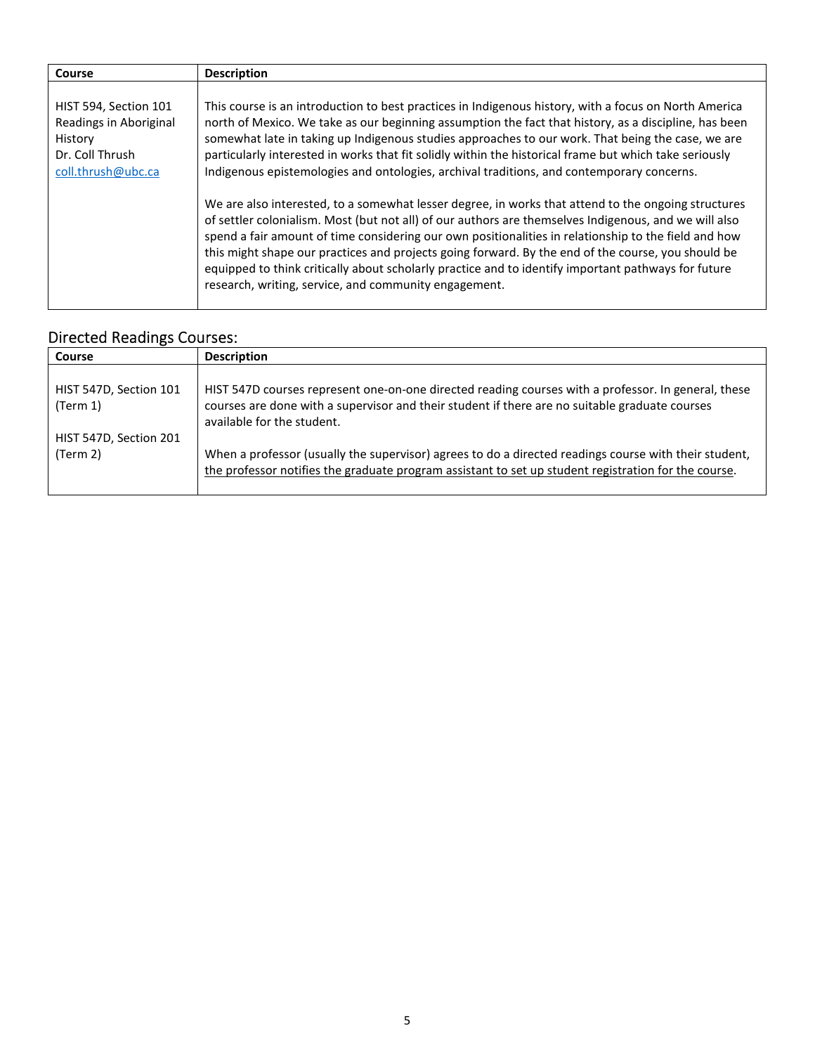| Course | Description |
| --- | --- |
| HIST 594, Section 101<br>Readings in Aboriginal History<br>Dr. Coll Thrush<br>coll.thrush@ubc.ca | This course is an introduction to best practices in Indigenous history, with a focus on North America north of Mexico. We take as our beginning assumption the fact that history, as a discipline, has been somewhat late in taking up Indigenous studies approaches to our work. That being the case, we are particularly interested in works that fit solidly within the historical frame but which take seriously Indigenous epistemologies and ontologies, archival traditions, and contemporary concerns.<br><br>We are also interested, to a somewhat lesser degree, in works that attend to the ongoing structures of settler colonialism. Most (but not all) of our authors are themselves Indigenous, and we will also spend a fair amount of time considering our own positionalities in relationship to the field and how this might shape our practices and projects going forward. By the end of the course, you should be equipped to think critically about scholarly practice and to identify important pathways for future research, writing, service, and community engagement. |

## Directed Readings Courses:

| Course | Description |
| --- | --- |
| HIST 547D, Section 101 (Term 1)<br><br>HIST 547D, Section 201 (Term 2) | HIST 547D courses represent one-on-one directed reading courses with a professor. In general, these courses are done with a supervisor and their student if there are no suitable graduate courses available for the student.<br><br>When a professor (usually the supervisor) agrees to do a directed readings course with their student, the professor notifies the graduate program assistant to set up student registration for the course. |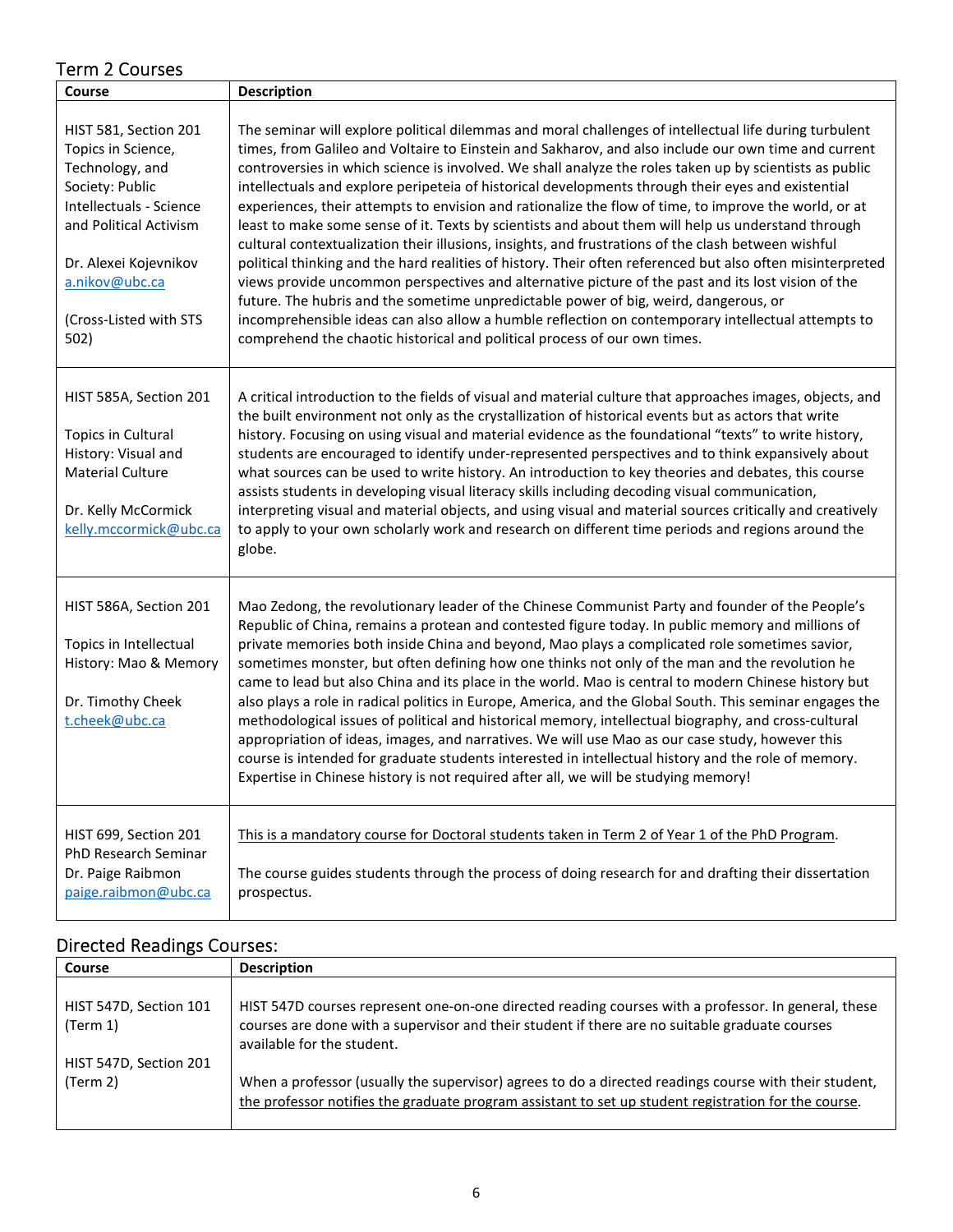## Term 2 Courses

| Course | Description |
|---|---|
| HIST 581, Section 201 Topics in Science, Technology, and Society: Public Intellectuals - Science and Political Activism<br><br>Dr. Alexei Kojevnikov a.nikov@ubc.ca<br><br>(Cross-Listed with STS 502) | The seminar will explore political dilemmas and moral challenges of intellectual life during turbulent times, from Galileo and Voltaire to Einstein and Sakharov, and also include our own time and current controversies in which science is involved. We shall analyze the roles taken up by scientists as public intellectuals and explore peripeteia of historical developments through their eyes and existential experiences, their attempts to envision and rationalize the flow of time, to improve the world, or at least to make some sense of it. Texts by scientists and about them will help us understand through cultural contextualization their illusions, insights, and frustrations of the clash between wishful political thinking and the hard realities of history. Their often referenced but also often misinterpreted views provide uncommon perspectives and alternative picture of the past and its lost vision of the future. The hubris and the sometime unpredictable power of big, weird, dangerous, or incomprehensible ideas can also allow a humble reflection on contemporary intellectual attempts to comprehend the chaotic historical and political process of our own times. |
| HIST 585A, Section 201<br><br>Topics in Cultural History: Visual and Material Culture<br><br>Dr. Kelly McCormick kelly.mccormick@ubc.ca | A critical introduction to the fields of visual and material culture that approaches images, objects, and the built environment not only as the crystallization of historical events but as actors that write history. Focusing on using visual and material evidence as the foundational "texts" to write history, students are encouraged to identify under-represented perspectives and to think expansively about what sources can be used to write history. An introduction to key theories and debates, this course assists students in developing visual literacy skills including decoding visual communication, interpreting visual and material objects, and using visual and material sources critically and creatively to apply to your own scholarly work and research on different time periods and regions around the globe. |
| HIST 586A, Section 201<br><br>Topics in Intellectual History: Mao & Memory<br><br>Dr. Timothy Cheek t.cheek@ubc.ca | Mao Zedong, the revolutionary leader of the Chinese Communist Party and founder of the People's Republic of China, remains a protean and contested figure today. In public memory and millions of private memories both inside China and beyond, Mao plays a complicated role sometimes savior, sometimes monster, but often defining how one thinks not only of the man and the revolution he came to lead but also China and its place in the world. Mao is central to modern Chinese history but also plays a role in radical politics in Europe, America, and the Global South. This seminar engages the methodological issues of political and historical memory, intellectual biography, and cross-cultural appropriation of ideas, images, and narratives. We will use Mao as our case study, however this course is intended for graduate students interested in intellectual history and the role of memory. Expertise in Chinese history is not required after all, we will be studying memory! |
| HIST 699, Section 201 PhD Research Seminar Dr. Paige Raibmon paige.raibmon@ubc.ca | This is a mandatory course for Doctoral students taken in Term 2 of Year 1 of the PhD Program.<br><br>The course guides students through the process of doing research for and drafting their dissertation prospectus. |

## Directed Readings Courses:

| Course | Description |
|---|---|
| HIST 547D, Section 101 (Term 1)<br><br>HIST 547D, Section 201 (Term 2) | HIST 547D courses represent one-on-one directed reading courses with a professor. In general, these courses are done with a supervisor and their student if there are no suitable graduate courses available for the student.<br><br>When a professor (usually the supervisor) agrees to do a directed readings course with their student, the professor notifies the graduate program assistant to set up student registration for the course. |